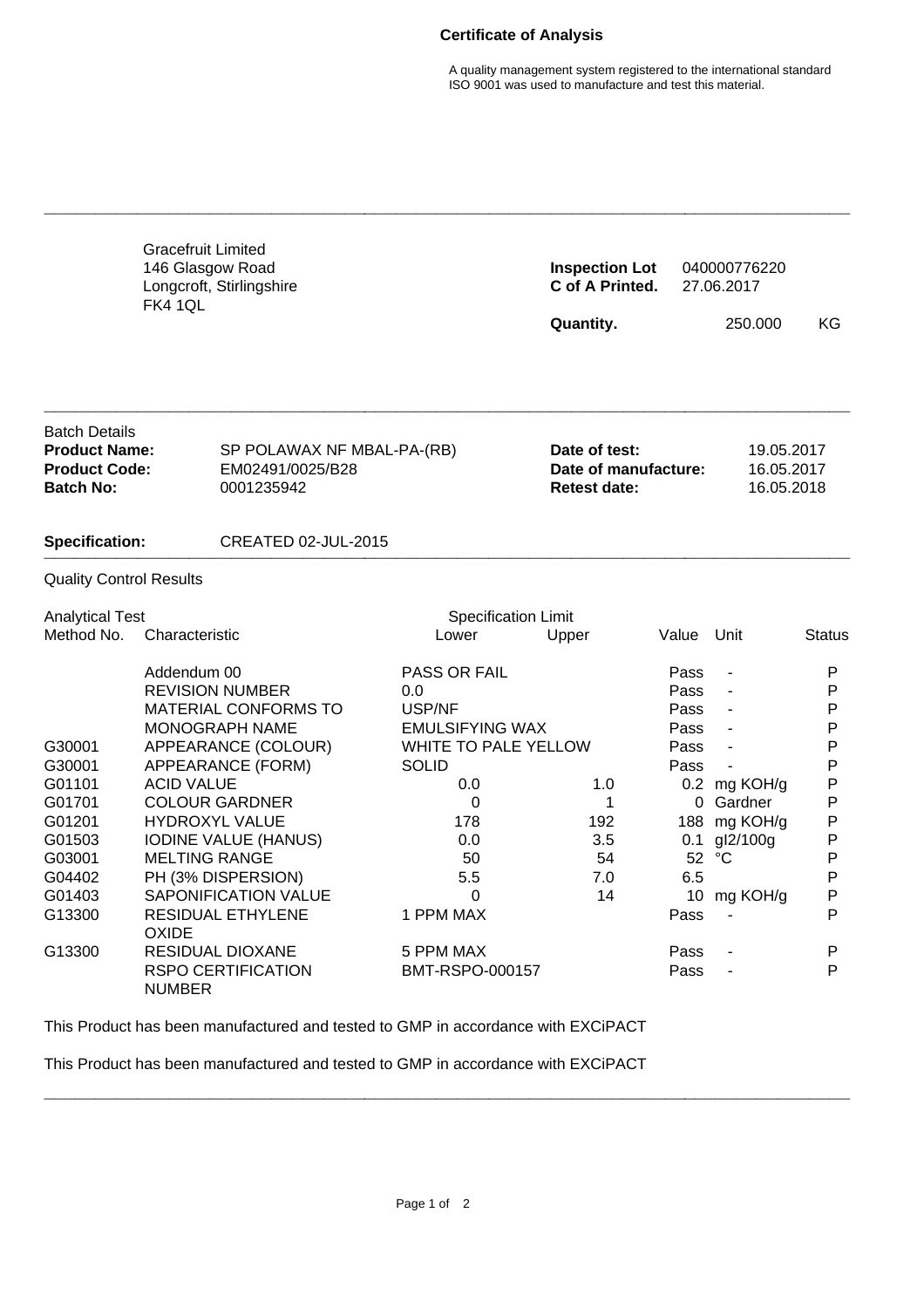# Certificate of Analysis

A quality management system registered to the international standard ISO 9001 was used to manufacture and test this material.

---

Gracefruit Limited
146 Glasgow Road
Longcroft, Stirlingshire
FK4 1QL

**Inspection Lot** 040000776220
**C of A Printed.** 27.06.2017

**Quantity.** 250.000 KG

---

Batch Details

| | | | |
|---|---|---|---|
| **Product Name:** | SP POLAWAX NF MBAL-PA-(RB) | **Date of test:** | 19.05.2017 |
| **Product Code:** | EM02491/0025/B28 | **Date of manufacture:** | 16.05.2017 |
| **Batch No:** | 0001235942 | **Retest date:** | 16.05.2018 |

**Specification:** CREATED 02-JUL-2015

---

Quality Control Results

| Analytical Test Method No. | Characteristic | Specification Limit Lower | Specification Limit Upper | Value | Unit | Status |
|---|---|---|---|---|---|---|
| | Addendum 00 | PASS OR FAIL | | Pass | - | P |
| | REVISION NUMBER | 0.0 | | Pass | - | P |
| | MATERIAL CONFORMS TO | USP/NF | | Pass | - | P |
| | MONOGRAPH NAME | EMULSIFYING WAX | | Pass | - | P |
| G30001 | APPEARANCE (COLOUR) | WHITE TO PALE YELLOW | | Pass | - | P |
| G30001 | APPEARANCE (FORM) | SOLID | | Pass | - | P |
| G01101 | ACID VALUE | 0.0 | 1.0 | 0.2 | mg KOH/g | P |
| G01701 | COLOUR GARDNER | 0 | 1 | 0 | Gardner | P |
| G01201 | HYDROXYL VALUE | 178 | 192 | 188 | mg KOH/g | P |
| G01503 | IODINE VALUE (HANUS) | 0.0 | 3.5 | 0.1 | gI2/100g | P |
| G03001 | MELTING RANGE | 50 | 54 | 52 | °C | P |
| G04402 | PH (3% DISPERSION) | 5.5 | 7.0 | 6.5 | | P |
| G01403 | SAPONIFICATION VALUE | 0 | 14 | 10 | mg KOH/g | P |
| G13300 | RESIDUAL ETHYLENE OXIDE | 1 PPM MAX | | Pass | - | P |
| G13300 | RESIDUAL DIOXANE | 5 PPM MAX | | Pass | - | P |
| | RSPO CERTIFICATION NUMBER | BMT-RSPO-000157 | | Pass | - | P |

This Product has been manufactured and tested to GMP in accordance with EXCiPACT

This Product has been manufactured and tested to GMP in accordance with EXCiPACT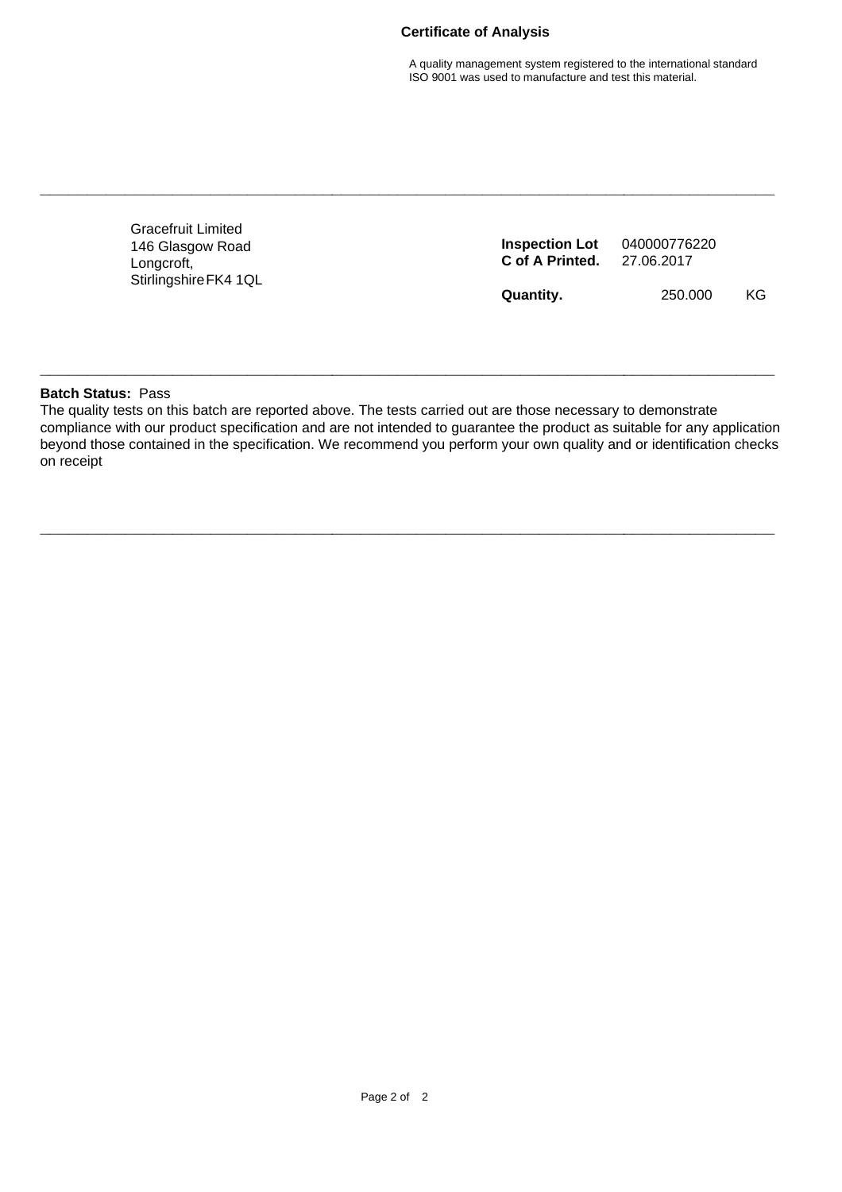**Certificate of Analysis**

A quality management system registered to the international standard ISO 9001 was used to manufacture and test this material.

---

Gracefruit Limited
146 Glasgow Road
Longcroft,
Stirlingshire FK4 1QL

**Inspection Lot** 040000776220
**C of A Printed.** 27.06.2017

**Quantity.** 250.000 KG

---

**Batch Status:** Pass

The quality tests on this batch are reported above. The tests carried out are those necessary to demonstrate compliance with our product specification and are not intended to guarantee the product as suitable for any application beyond those contained in the specification. We recommend you perform your own quality and or identification checks on receipt

---